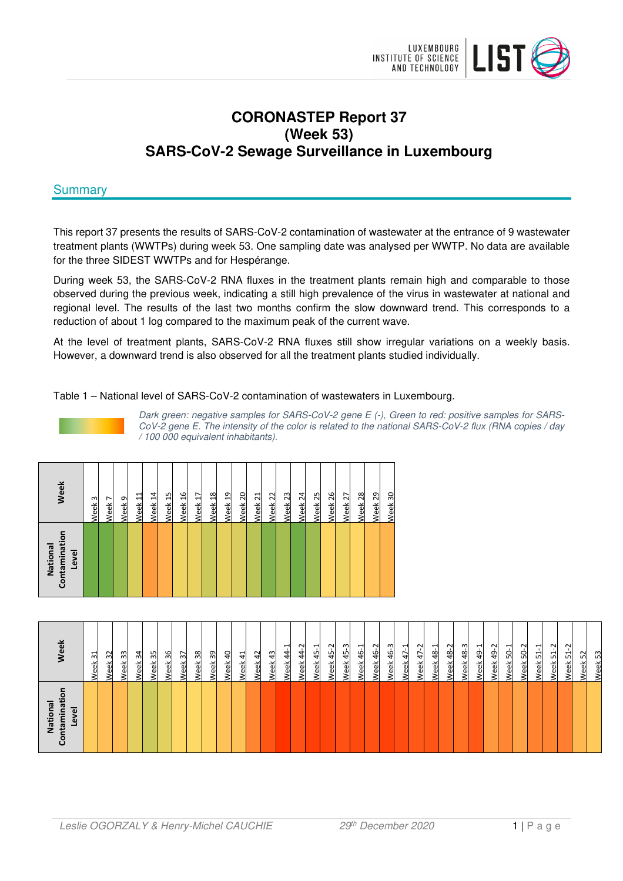# CORONASTEP Report 37
# (Week 53)
# SARS-CoV-2 Sewage Surveillance in Luxembourg

## Summary

This report 37 presents the results of SARS-CoV-2 contamination of wastewater at the entrance of 9 wastewater treatment plants (WWTPs) during week 53. One sampling date was analysed per WWTP. No data are available for the three SIDEST WWTPs and for Hespérange.

During week 53, the SARS-CoV-2 RNA fluxes in the treatment plants remain high and comparable to those observed during the previous week, indicating a still high prevalence of the virus in wastewater at national and regional level. The results of the last two months confirm the slow downward trend. This corresponds to a reduction of about 1 log compared to the maximum peak of the current wave.

At the level of treatment plants, SARS-CoV-2 RNA fluxes still show irregular variations on a weekly basis. However, a downward trend is also observed for all the treatment plants studied individually.

Table 1 – National level of SARS-CoV-2 contamination of wastewaters in Luxembourg.

*Dark green: negative samples for SARS-CoV-2 gene E (-), Green to red: positive samples for SARS-CoV-2 gene E. The intensity of the color is related to the national SARS-CoV-2 flux (RNA copies / day / 100 000 equivalent inhabitants).*

| Week | Week 3 | Week 7 | Week 9 | Week 11 | Week 14 | Week 15 | Week 16 | Week 17 | Week 18 | Week 19 | Week 20 | Week 21 | Week 22 | Week 23 | Week 24 | Week 25 | Week 26 | Week 27 | Week 28 | Week 29 | Week 30 |
|---|---|---|---|---|---|---|---|---|---|---|---|---|---|---|---|---|---|---|---|---|---|
| National Contamination Level | | | | | | | | | | | | | | | | | | | | | |

| Week | Week 31 | Week 32 | Week 33 | Week 34 | Week 35 | Week 36 | Week 37 | Week 38 | Week 39 | Week 40 | Week 41 | Week 42 | Week 43 | Week 44-1 | Week 44-2 | Week 45-1 | Week 45-2 | Week 45-3 | Week 46-1 | Week 46-2 | Week 46-3 | Week 47-1 | Week 47-2 | Week 48-1 | Week 48-2 | Week 48-3 | Week 49-1 | Week 49-2 | Week 50-1 | Week 50-2 | Week 51-1 | Week 51-2 | Week 51-2 | Week 52 | Week 53 |
|---|---|---|---|---|---|---|---|---|---|---|---|---|---|---|---|---|---|---|---|---|---|---|---|---|---|---|---|---|---|---|---|---|---|---|---|
| National Contamination Level | | | | | | | | | | | | | | | | | | | | | | | | | | | | | | | | | | | |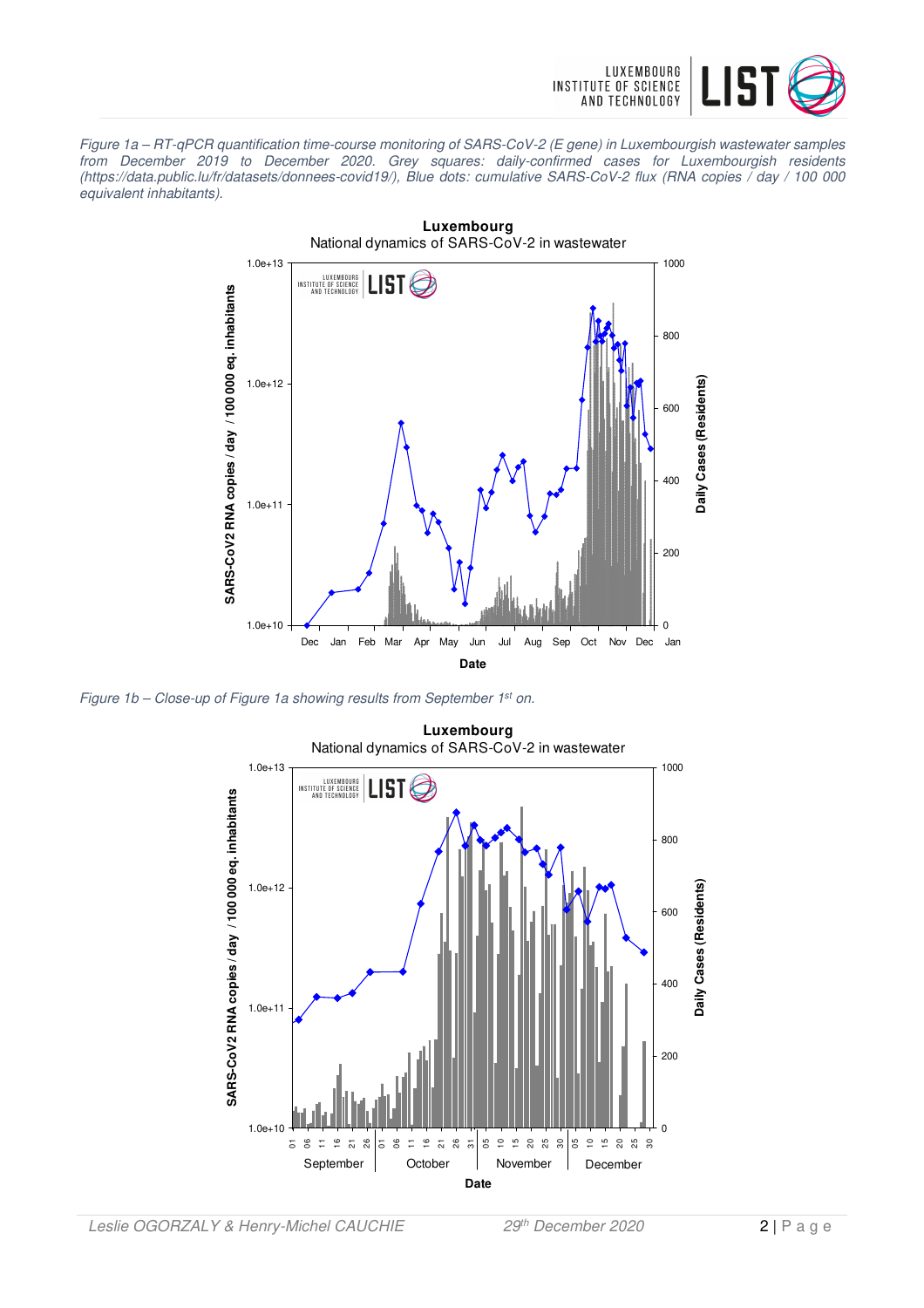*Figure 1a – RT-qPCR quantification time-course monitoring of SARS-CoV-2 (E gene) in Luxembourgish wastewater samples from December 2019 to December 2020. Grey squares: daily-confirmed cases for Luxembourgish residents (https://data.public.lu/fr/datasets/donnees-covid19/), Blue dots: cumulative SARS-CoV-2 flux (RNA copies / day / 100 000 equivalent inhabitants).*

*Figure 1b – Close-up of Figure 1a showing results from September 1st on.*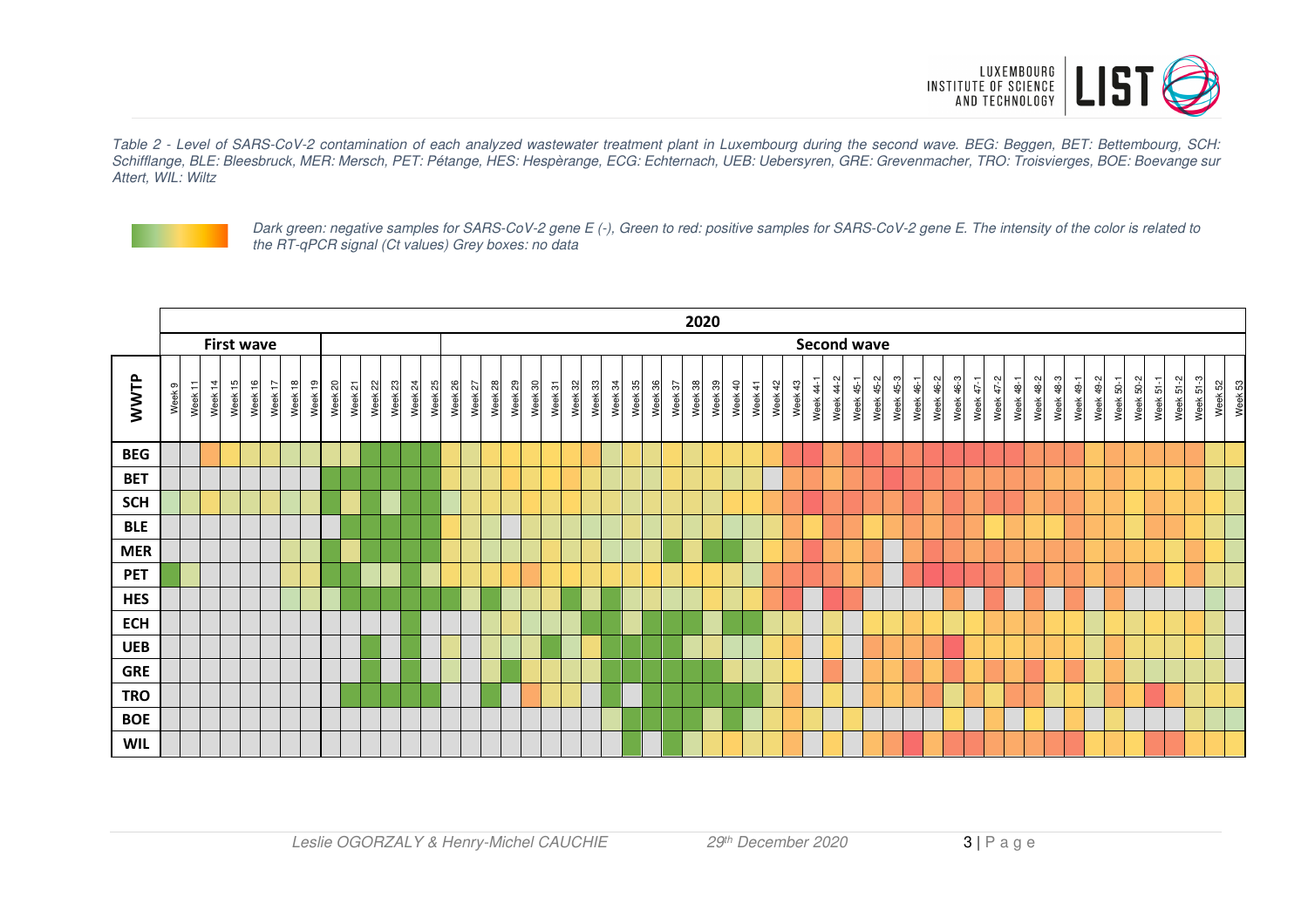*Table 2 - Level of SARS-CoV-2 contamination of each analyzed wastewater treatment plant in Luxembourg during the second wave. BEG: Beggen, BET: Bettembourg, SCH: Schifflange, BLE: Bleesbruck, MER: Mersch, PET: Pétange, HES: Hespèrange, ECG: Echternach, UEB: Uebersyren, GRE: Grevenmacher, TRO: Troisvierges, BOE: Boevange sur Attert, WIL: Wiltz*

*Dark green: negative samples for SARS-CoV-2 gene E (-), Green to red: positive samples for SARS-CoV-2 gene E. The intensity of the color is related to the RT-qPCR signal (Ct values) Grey boxes: no data*

| | 2020 | | | | | | | | | | | | | | | | | | | | | | | | | | | | | | | | | | | | | | | | | | | | | | | | | | | | | | | | | | |
|---|---|---|---|---|---|---|---|---|---|---|---|---|---|---|---|---|---|---|---|---|---|---|---|---|---|---|---|---|---|---|---|---|---|---|---|---|---|---|---|---|---|---|---|---|---|---|---|---|---|---|---|---|---|---|---|---|---|
| | First wave | | | | | | | | | | | | | | Second wave | | | | | | | | | | | | | | | | | | | | | | | | | | | | | | | | | | | | | | | | | | |
| WWTP | Week 9 | Week 11 | Week 14 | Week 15 | Week 16 | Week 17 | Week 18 | Week 19 | Week 20 | Week 21 | Week 22 | Week 23 | Week 24 | Week 25 | Week 26 | Week 27 | Week 28 | Week 29 | Week 30 | Week 31 | Week 32 | Week 33 | Week 34 | Week 35 | Week 36 | Week 37 | Week 38 | Week 39 | Week 40 | Week 41 | Week 42 | Week 43 | Week 44-1 | Week 44-2 | Week 45-1 | Week 45-2 | Week 45-3 | Week 46-1 | Week 46-2 | Week 46-3 | Week 47-1 | Week 47-2 | Week 48-1 | Week 48-2 | Week 48-3 | Week 49-1 | Week 49-2 | Week 50-1 | Week 50-2 | Week 51-1 | Week 51-2 | Week 51-3 | Week 52 | Week 53 |
| BEG | | | | | | | | | | | | | | | | | | | | | | | | | | | | | | | | | | | | | | | | | | | | | | | | | | | | | | |
| BET | | | | | | | | | | | | | | | | | | | | | | | | | | | | | | | | | | | | | | | | | | | | | | | | | | | | | | |
| SCH | | | | | | | | | | | | | | | | | | | | | | | | | | | | | | | | | | | | | | | | | | | | | | | | | | | | | | |
| BLE | | | | | | | | | | | | | | | | | | | | | | | | | | | | | | | | | | | | | | | | | | | | | | | | | | | | | | |
| MER | | | | | | | | | | | | | | | | | | | | | | | | | | | | | | | | | | | | | | | | | | | | | | | | | | | | | | |
| PET | | | | | | | | | | | | | | | | | | | | | | | | | | | | | | | | | | | | | | | | | | | | | | | | | | | | | | |
| HES | | | | | | | | | | | | | | | | | | | | | | | | | | | | | | | | | | | | | | | | | | | | | | | | | | | | | | |
| ECH | | | | | | | | | | | | | | | | | | | | | | | | | | | | | | | | | | | | | | | | | | | | | | | | | | | | | | |
| UEB | | | | | | | | | | | | | | | | | | | | | | | | | | | | | | | | | | | | | | | | | | | | | | | | | | | | | | |
| GRE | | | | | | | | | | | | | | | | | | | | | | | | | | | | | | | | | | | | | | | | | | | | | | | | | | | | | | |
| TRO | | | | | | | | | | | | | | | | | | | | | | | | | | | | | | | | | | | | | | | | | | | | | | | | | | | | | | |
| BOE | | | | | | | | | | | | | | | | | | | | | | | | | | | | | | | | | | | | | | | | | | | | | | | | | | | | | | |
| WIL | | | | | | | | | | | | | | | | | | | | | | | | | | | | | | | | | | | | | | | | | | | | | | | | | | | | | | |

Leslie OGORZALY & Henry-Michel CAUCHIE    29th December 2020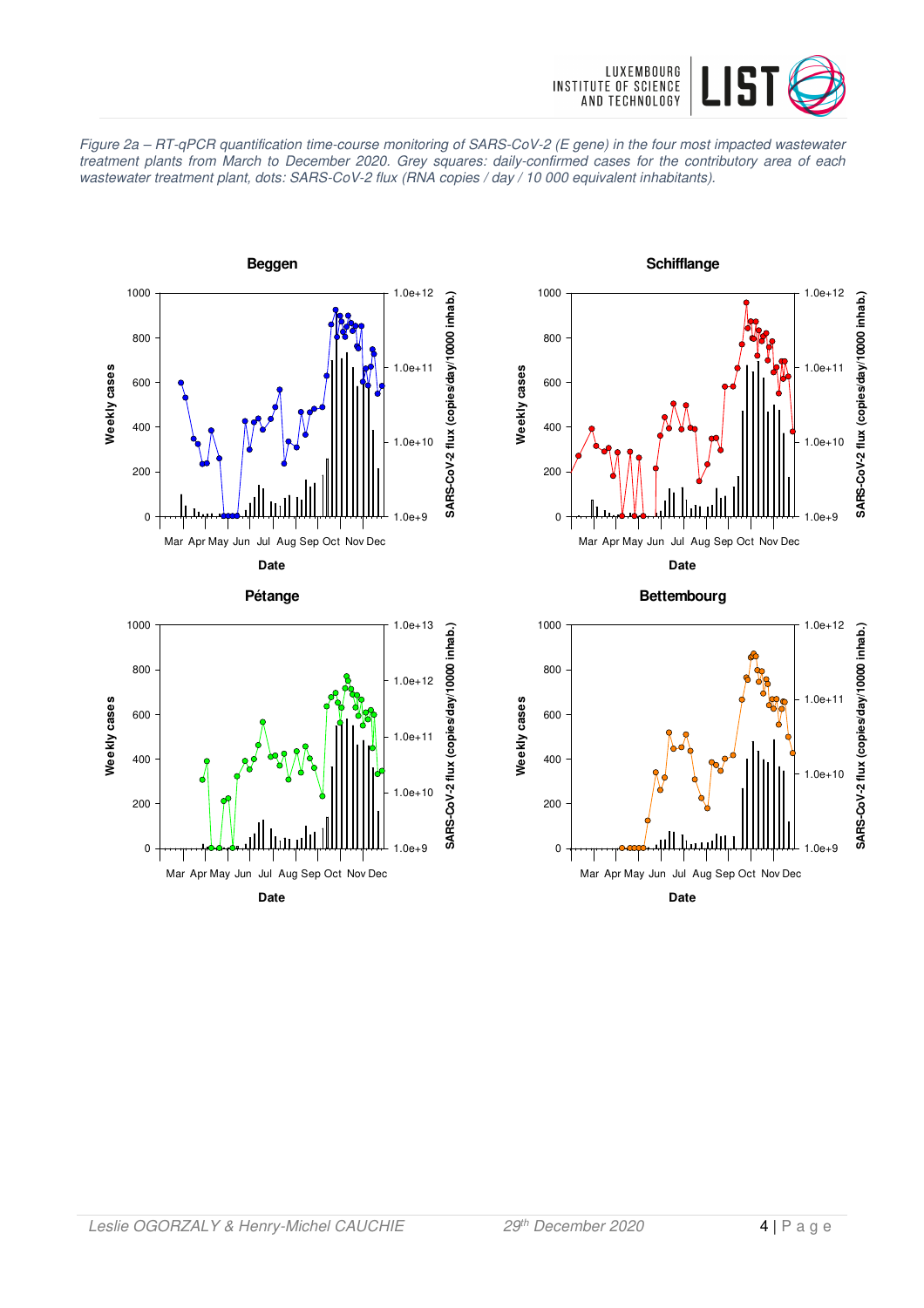*Figure 2a – RT-qPCR quantification time-course monitoring of SARS-CoV-2 (E gene) in the four most impacted wastewater treatment plants from March to December 2020. Grey squares: daily-confirmed cases for the contributory area of each wastewater treatment plant, dots: SARS-CoV-2 flux (RNA copies / day / 10 000 equivalent inhabitants).*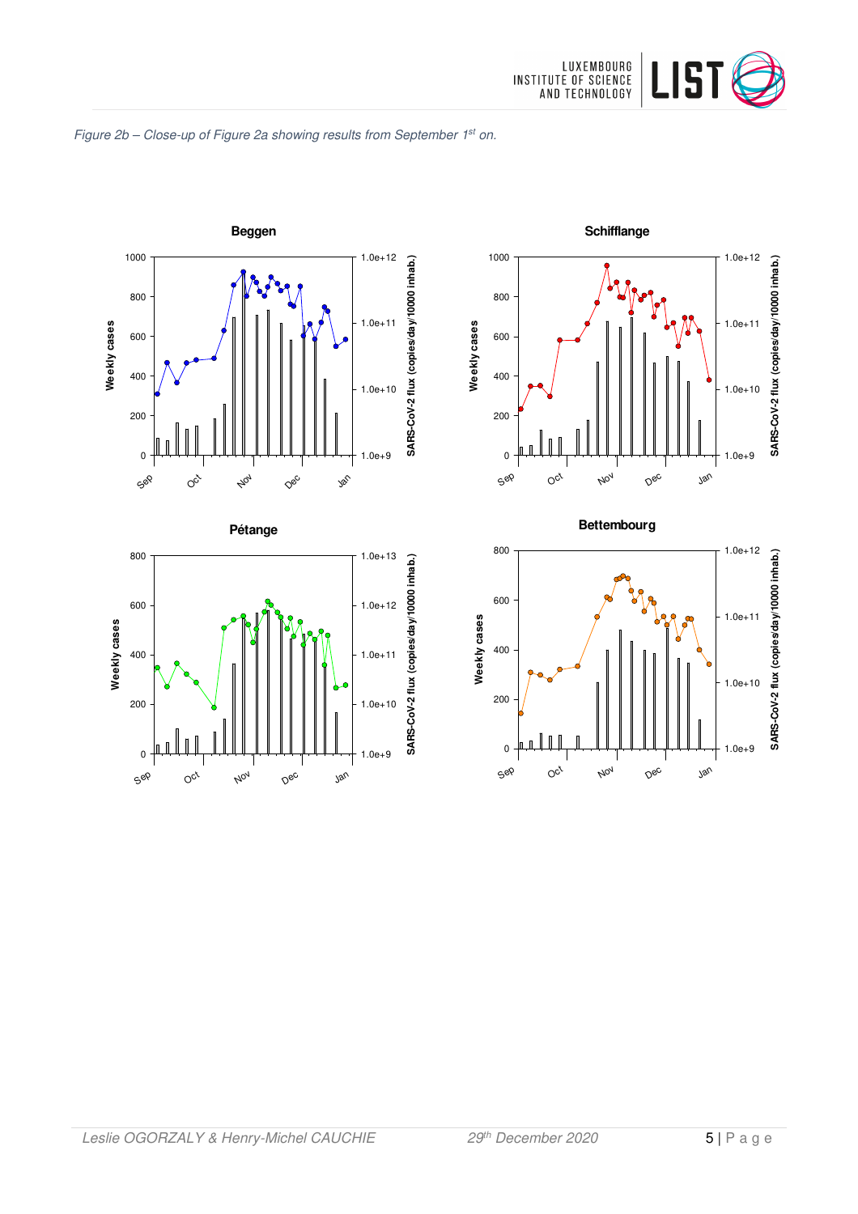*Figure 2b – Close-up of Figure 2a showing results from September 1st on.*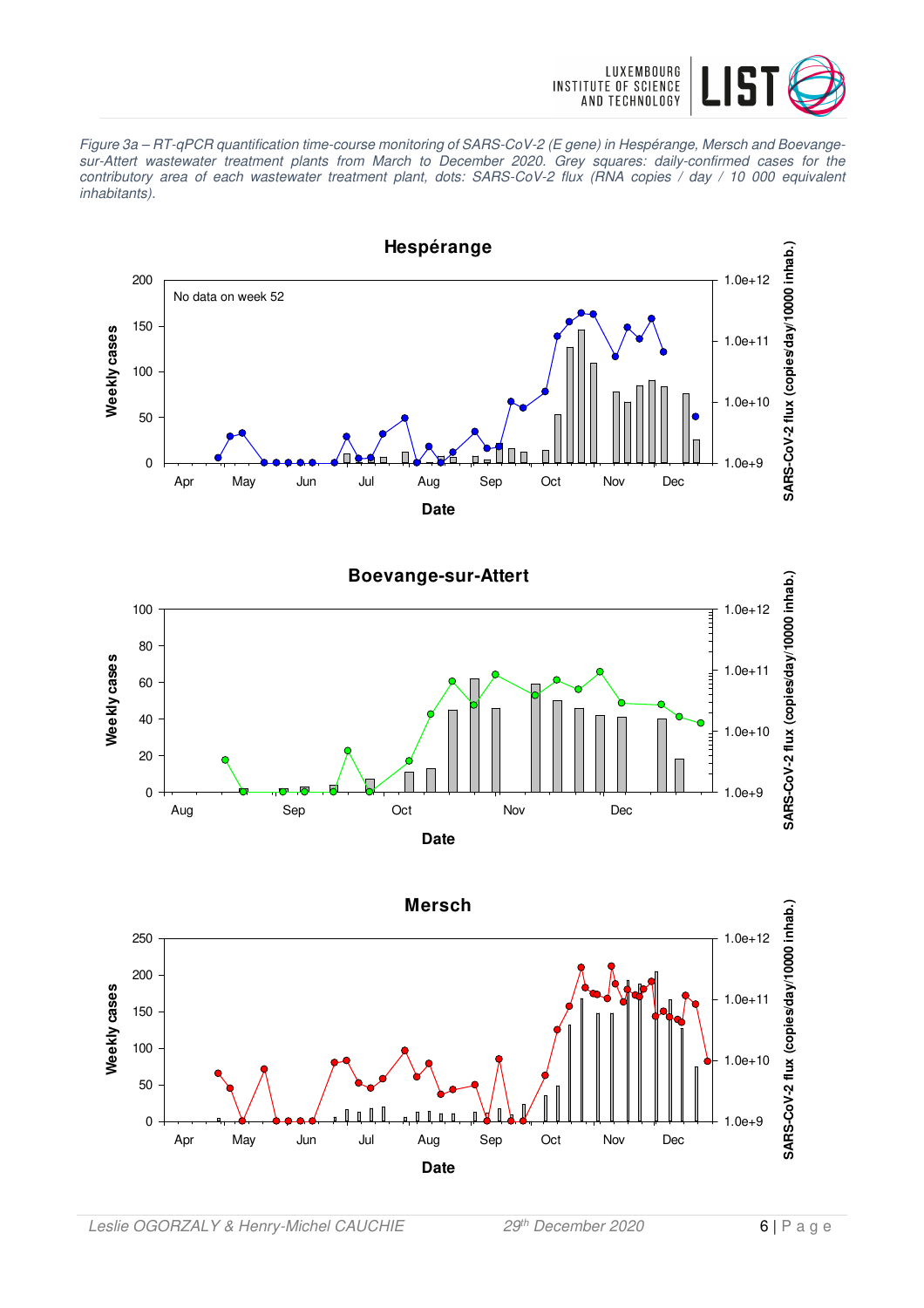*Figure 3a – RT-qPCR quantification time-course monitoring of SARS-CoV-2 (E gene) in Hespérange, Mersch and Boevange-sur-Attert wastewater treatment plants from March to December 2020. Grey squares: daily-confirmed cases for the contributory area of each wastewater treatment plant, dots: SARS-CoV-2 flux (RNA copies / day / 10 000 equivalent inhabitants).*

**Hespérange**

No data on week 52

**Boevange-sur-Attert**

**Mersch**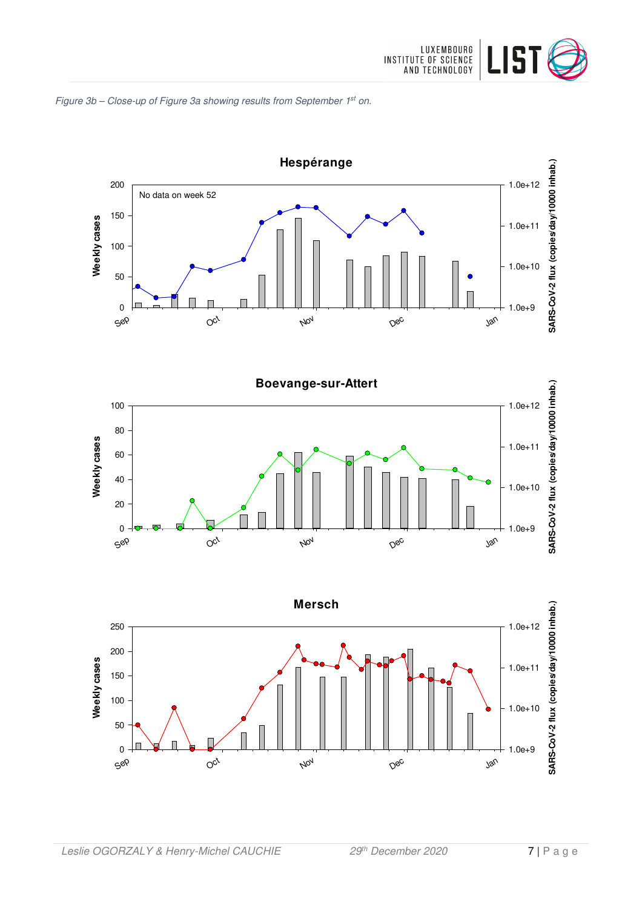*Figure 3b – Close-up of Figure 3a showing results from September 1st on.*

**Hespérange**

No data on week 52

**Boevange-sur-Attert**

**Mersch**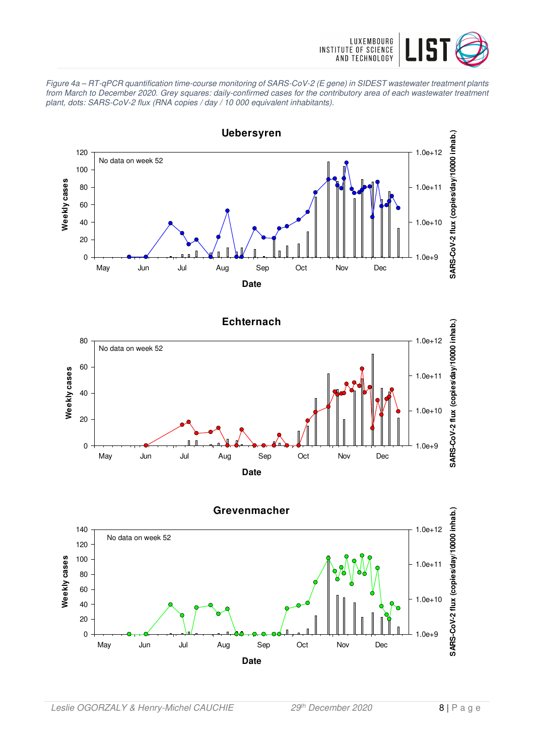*Figure 4a – RT-qPCR quantification time-course monitoring of SARS-CoV-2 (E gene) in SIDEST wastewater treatment plants from March to December 2020. Grey squares: daily-confirmed cases for the contributory area of each wastewater treatment plant, dots: SARS-CoV-2 flux (RNA copies / day / 10 000 equivalent inhabitants).*

**Uebersyren**

No data on week 52

**Echternach**

No data on week 52

**Grevenmacher**

No data on week 52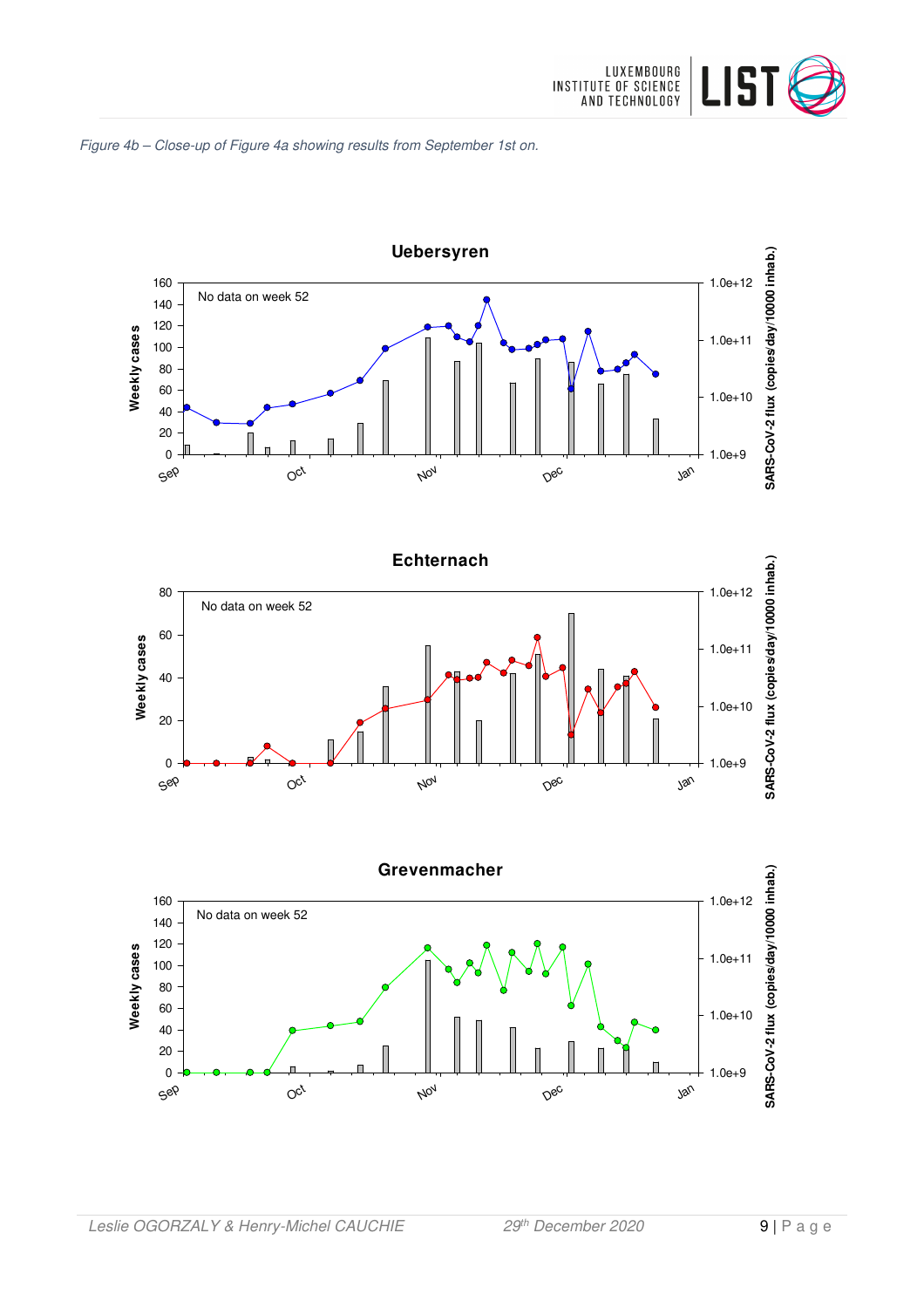*Figure 4b – Close-up of Figure 4a showing results from September 1st on.*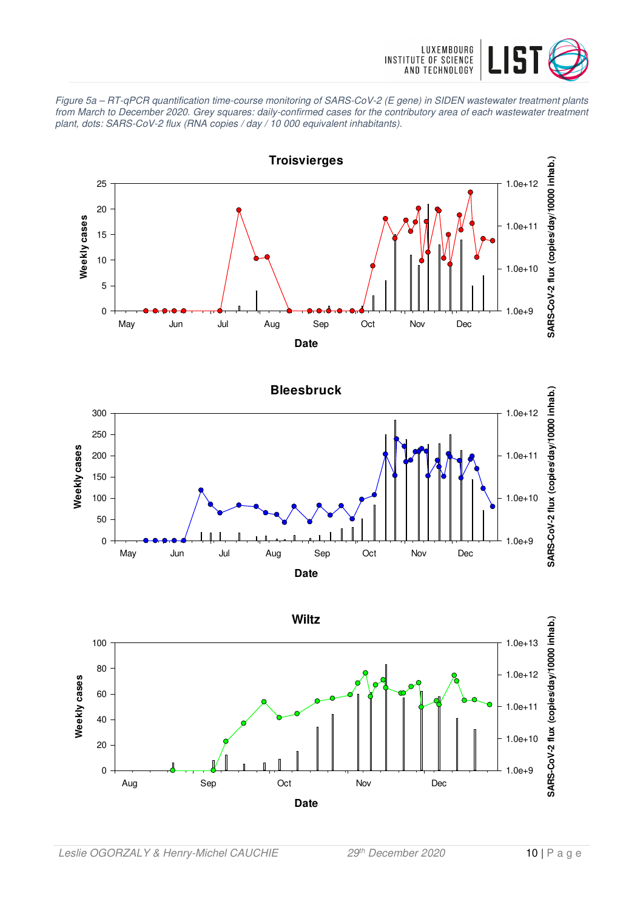*Figure 5a – RT-qPCR quantification time-course monitoring of SARS-CoV-2 (E gene) in SIDEN wastewater treatment plants from March to December 2020. Grey squares: daily-confirmed cases for the contributory area of each wastewater treatment plant, dots: SARS-CoV-2 flux (RNA copies / day / 10 000 equivalent inhabitants).*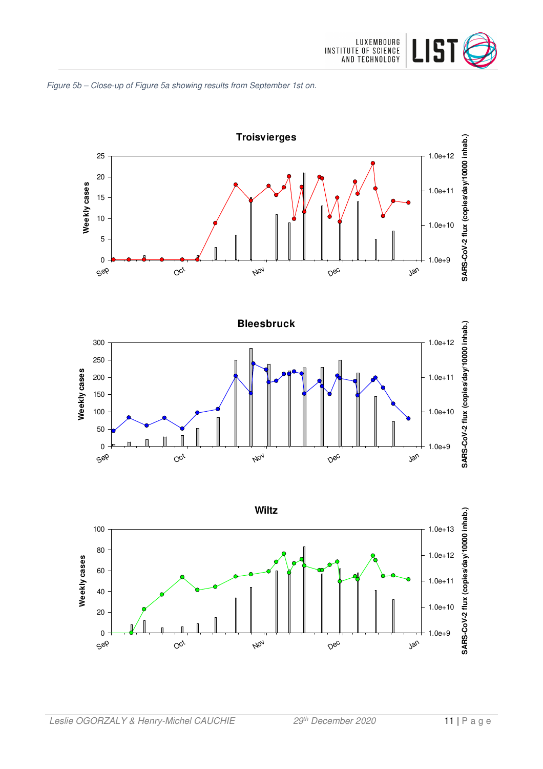*Figure 5b – Close-up of Figure 5a showing results from September 1st on.*

**Troisvierges**

**Bleesbruck**

**Wiltz**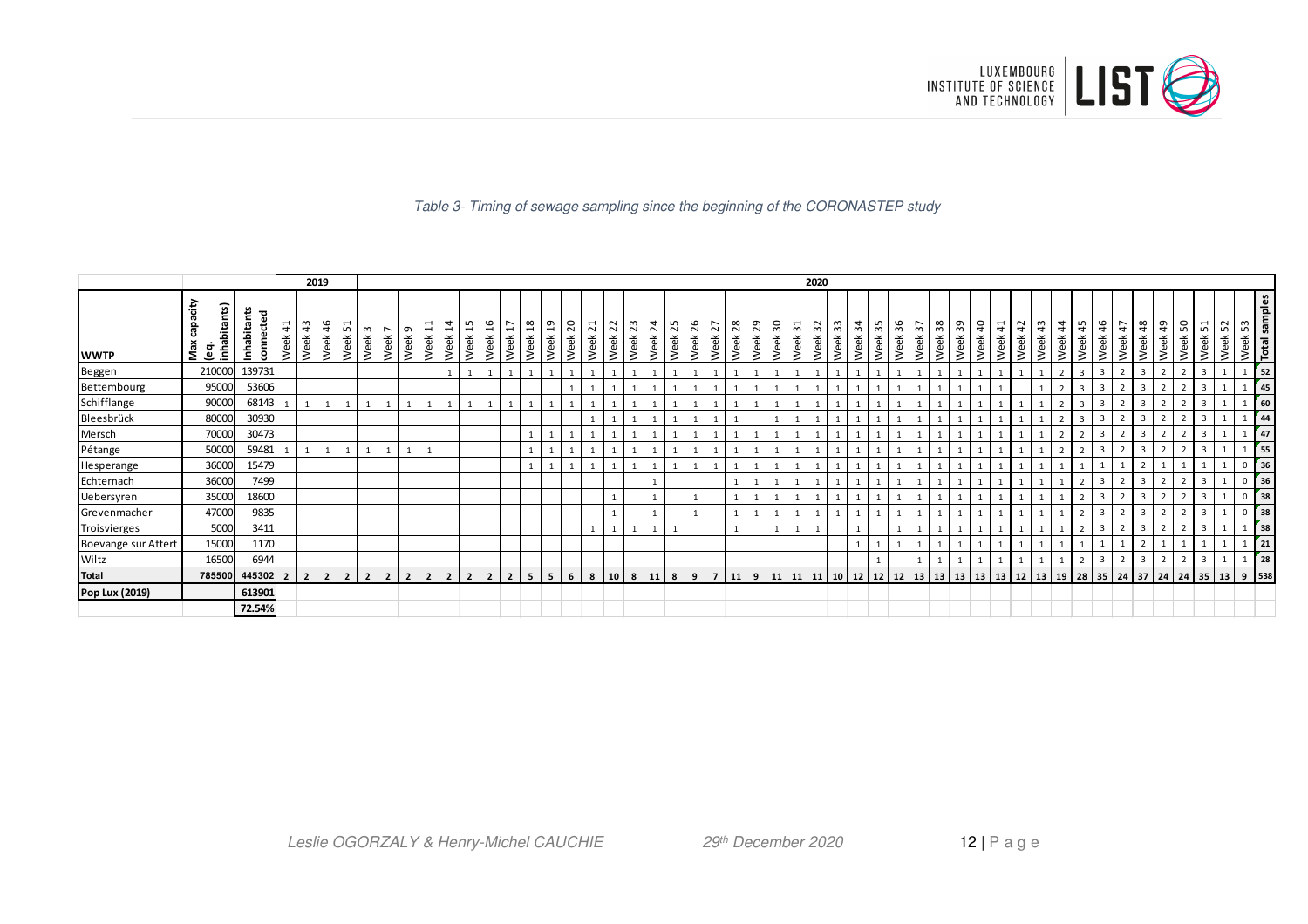*Table 3- Timing of sewage sampling since the beginning of the CORONASTEP study*

| | | | 2019 | | | | 2020 | | | | | | | | | | | | | | | | | | | | | | | | | | | | | | | | | | | | | | | | | | | | |
|---|---|---|---|---|---|---|---|---|---|---|---|---|---|---|---|---|---|---|---|---|---|---|---|---|---|---|---|---|---|---|---|---|---|---|---|---|---|---|---|---|---|---|---|---|---|---|---|---|---|---|---|
| **WWTP** | **Max capacity (eq. inhabitants)** | **Inhabitants connected** | Week 41 | Week 43 | Week 46 | Week 51 | Week 3 | Week 7 | Week 9 | Week 11 | Week 14 | Week 15 | Week 16 | Week 17 | Week 18 | Week 19 | Week 20 | Week 21 | Week 22 | Week 23 | Week 24 | Week 25 | Week 26 | Week 27 | Week 28 | Week 29 | Week 30 | Week 31 | Week 32 | Week 33 | Week 34 | Week 35 | Week 36 | Week 37 | Week 38 | Week 39 | Week 40 | Week 41 | Week 42 | Week 43 | Week 44 | Week 45 | Week 46 | Week 47 | Week 48 | Week 49 | Week 50 | Week 51 | Week 52 | Week 53 | **Total samples** |
| Beggen | 210000 | 139731 | | | | | | | | | 1 | 1 | 1 | 1 | 1 | 1 | 1 | 1 | 1 | 1 | 1 | 1 | 1 | 1 | 1 | 1 | 1 | 1 | 1 | 1 | 1 | 1 | 1 | 1 | 1 | 1 | 1 | 1 | 1 | 1 | 2 | 3 | 3 | 2 | 3 | 2 | 2 | 3 | 1 | 1 | **52** |
| Bettembourg | 95000 | 53606 | | | | | | | | | | | | | | | 1 | 1 | 1 | 1 | 1 | 1 | 1 | 1 | 1 | 1 | 1 | 1 | 1 | 1 | 1 | 1 | 1 | 1 | 1 | 1 | 1 | 1 | | 1 | 2 | 3 | 3 | 2 | 3 | 2 | 2 | 3 | 1 | 1 | **45** |
| Schifflange | 90000 | 68143 | 1 | 1 | 1 | 1 | 1 | 1 | 1 | 1 | 1 | 1 | 1 | 1 | 1 | 1 | 1 | 1 | 1 | 1 | 1 | 1 | 1 | 1 | 1 | 1 | 1 | 1 | 1 | 1 | 1 | 1 | 1 | 1 | 1 | 1 | 1 | 1 | 1 | 1 | 2 | 3 | 3 | 2 | 3 | 2 | 2 | 3 | 1 | 1 | **60** |
| Bleesbrück | 80000 | 30930 | | | | | | | | | | | | | | | | 1 | 1 | 1 | 1 | 1 | 1 | 1 | 1 | | 1 | 1 | 1 | 1 | 1 | 1 | 1 | 1 | 1 | 1 | 1 | 1 | 1 | 1 | 2 | 3 | 3 | 2 | 3 | 2 | 2 | 3 | 1 | 1 | **44** |
| Mersch | 70000 | 30473 | | | | | | | | | | | | | 1 | 1 | 1 | 1 | 1 | 1 | 1 | 1 | 1 | 1 | 1 | 1 | 1 | 1 | 1 | 1 | 1 | 1 | 1 | 1 | 1 | 1 | 1 | 1 | 1 | 1 | 2 | 2 | 3 | 2 | 3 | 2 | 2 | 3 | 1 | 1 | **47** |
| Pétange | 50000 | 59481 | 1 | 1 | 1 | 1 | 1 | 1 | 1 | 1 | | | | | 1 | 1 | 1 | 1 | 1 | 1 | 1 | 1 | 1 | 1 | 1 | 1 | 1 | 1 | 1 | 1 | 1 | 1 | 1 | 1 | 1 | 1 | 1 | 1 | 1 | 1 | 2 | 2 | 3 | 2 | 3 | 2 | 2 | 3 | 1 | 1 | **55** |
| Hesperange | 36000 | 15479 | | | | | | | | | | | | | 1 | 1 | 1 | 1 | 1 | 1 | 1 | 1 | 1 | 1 | 1 | 1 | 1 | 1 | 1 | 1 | 1 | 1 | 1 | 1 | 1 | 1 | 1 | 1 | 1 | 1 | 1 | 1 | 1 | 1 | 2 | 1 | 1 | 1 | 1 | 0 | **36** |
| Echternach | 36000 | 7499 | | | | | | | | | | | | | | | | | | | 1 | | | | 1 | 1 | 1 | 1 | 1 | 1 | 1 | 1 | 1 | 1 | 1 | 1 | 1 | 1 | 1 | 1 | 1 | 2 | 3 | 2 | 3 | 2 | 2 | 3 | 1 | 0 | **36** |
| Uebersyren | 35000 | 18600 | | | | | | | | | | | | | | | | | 1 | | 1 | | 1 | | 1 | 1 | 1 | 1 | 1 | 1 | 1 | 1 | 1 | 1 | 1 | 1 | 1 | 1 | 1 | 1 | 1 | 2 | 3 | 2 | 3 | 2 | 2 | 3 | 1 | 0 | **38** |
| Grevenmacher | 47000 | 9835 | | | | | | | | | | | | | | | | | 1 | | 1 | | 1 | | 1 | 1 | 1 | 1 | 1 | 1 | 1 | 1 | 1 | 1 | 1 | 1 | 1 | 1 | 1 | 1 | 1 | 2 | 3 | 2 | 3 | 2 | 2 | 3 | 1 | 0 | **38** |
| Troisvierges | 5000 | 3411 | | | | | | | | | | | | | | | | 1 | 1 | 1 | 1 | 1 | | | 1 | | 1 | 1 | 1 | | 1 | | 1 | 1 | 1 | 1 | 1 | 1 | 1 | 1 | 1 | 2 | 3 | 2 | 3 | 2 | 2 | 3 | 1 | 1 | **38** |
| Boevange sur Attert | 15000 | 1170 | | | | | | | | | | | | | | | | | | | | | | | | | | | | | 1 | 1 | 1 | 1 | 1 | 1 | 1 | 1 | 1 | 1 | 1 | 1 | 1 | 1 | 2 | 1 | 1 | 1 | 1 | 1 | **21** |
| Wiltz | 16500 | 6944 | | | | | | | | | | | | | | | | | | | | | | | | | | | | | | 1 | | 1 | 1 | 1 | 1 | 1 | 1 | 1 | 1 | 2 | 3 | 2 | 3 | 2 | 2 | 3 | 1 | 1 | **28** |
| **Total** | **785500** | **445302** | **2** | **2** | **2** | **2** | **2** | **2** | **2** | **2** | **2** | **2** | **2** | **2** | **5** | **5** | **6** | **8** | **10** | **8** | **11** | **8** | **9** | **7** | **11** | **9** | **11** | **11** | **11** | **10** | **12** | **12** | **12** | **13** | **13** | **13** | **13** | **13** | **12** | **13** | **19** | **28** | **35** | **24** | **37** | **24** | **24** | **35** | **13** | **9** | **538** |
| **Pop Lux (2019)** | | **613901** | | | | | | | | | | | | | | | | | | | | | | | | | | | | | | | | | | | | | | | | | | | | | | | | | |
| | | **72.54%** | | | | | | | | | | | | | | | | | | | | | | | | | | | | | | | | | | | | | | | | | | | | | | | | | |

Leslie OGORZALY & Henry-Michel CAUCHIE 29th December 2020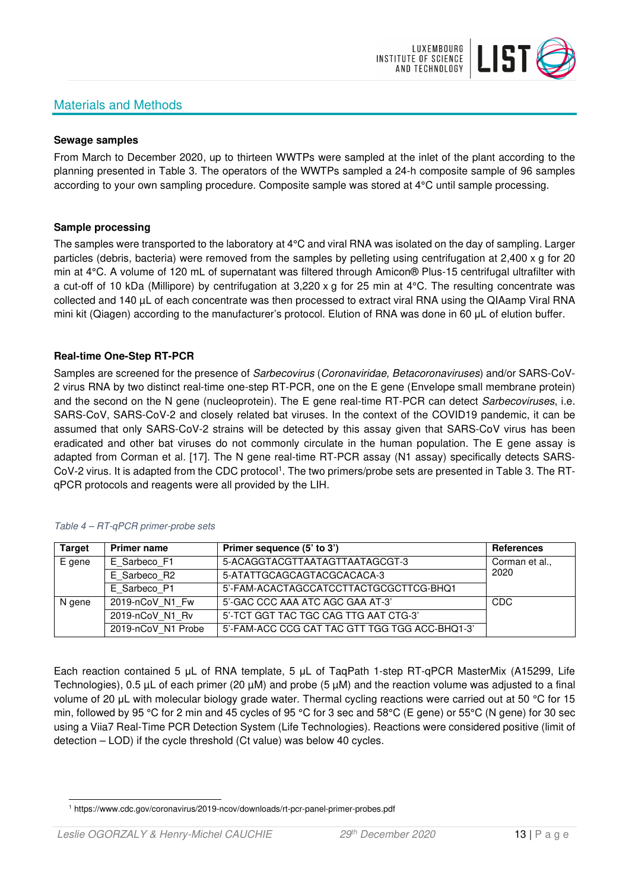## Materials and Methods

**Sewage samples**

From March to December 2020, up to thirteen WWTPs were sampled at the inlet of the plant according to the planning presented in Table 3. The operators of the WWTPs sampled a 24-h composite sample of 96 samples according to your own sampling procedure. Composite sample was stored at 4°C until sample processing.

**Sample processing**

The samples were transported to the laboratory at 4°C and viral RNA was isolated on the day of sampling. Larger particles (debris, bacteria) were removed from the samples by pelleting using centrifugation at 2,400 x g for 20 min at 4°C. A volume of 120 mL of supernatant was filtered through Amicon® Plus-15 centrifugal ultrafilter with a cut-off of 10 kDa (Millipore) by centrifugation at 3,220 x g for 25 min at 4°C. The resulting concentrate was collected and 140 µL of each concentrate was then processed to extract viral RNA using the QIAamp Viral RNA mini kit (Qiagen) according to the manufacturer's protocol. Elution of RNA was done in 60 µL of elution buffer.

**Real-time One-Step RT-PCR**

Samples are screened for the presence of *Sarbecovirus* (*Coronaviridae, Betacoronaviruses*) and/or SARS-CoV-2 virus RNA by two distinct real-time one-step RT-PCR, one on the E gene (Envelope small membrane protein) and the second on the N gene (nucleoprotein). The E gene real-time RT-PCR can detect *Sarbecoviruses*, i.e. SARS-CoV, SARS-CoV-2 and closely related bat viruses. In the context of the COVID19 pandemic, it can be assumed that only SARS-CoV-2 strains will be detected by this assay given that SARS-CoV virus has been eradicated and other bat viruses do not commonly circulate in the human population. The E gene assay is adapted from Corman et al. [17]. The N gene real-time RT-PCR assay (N1 assay) specifically detects SARS-CoV-2 virus. It is adapted from the CDC protocol[1]. The two primers/probe sets are presented in Table 3. The RT-qPCR protocols and reagents were all provided by the LIH.

*Table 4 – RT-qPCR primer-probe sets*

| Target | Primer name | Primer sequence (5' to 3') | References |
|---|---|---|---|
| E gene | E_Sarbeco_F1 | 5-ACAGGTACGTTAATAGTTAATAGCGT-3 | Corman et al., 2020 |
| | E_Sarbeco_R2 | 5-ATATTGCAGCAGTACGCACACA-3 | |
| | E_Sarbeco_P1 | 5'-FAM-ACACTAGCCATCCTTACTGCGCTTCG-BHQ1 | |
| N gene | 2019-nCoV_N1_Fw | 5'-GAC CCC AAA ATC AGC GAA AT-3' | CDC |
| | 2019-nCoV_N1_Rv | 5'-TCT GGT TAC TGC CAG TTG AAT CTG-3' | |
| | 2019-nCoV_N1 Probe | 5'-FAM-ACC CCG CAT TAC GTT TGG TGG ACC-BHQ1-3' | |

Each reaction contained 5 µL of RNA template, 5 µL of TaqPath 1-step RT-qPCR MasterMix (A15299, Life Technologies), 0.5 µL of each primer (20 µM) and probe (5 µM) and the reaction volume was adjusted to a final volume of 20 µL with molecular biology grade water. Thermal cycling reactions were carried out at 50 °C for 15 min, followed by 95 °C for 2 min and 45 cycles of 95 °C for 3 sec and 58°C (E gene) or 55°C (N gene) for 30 sec using a Viia7 Real-Time PCR Detection System (Life Technologies). Reactions were considered positive (limit of detection – LOD) if the cycle threshold (Ct value) was below 40 cycles.

[1] https://www.cdc.gov/coronavirus/2019-ncov/downloads/rt-pcr-panel-primer-probes.pdf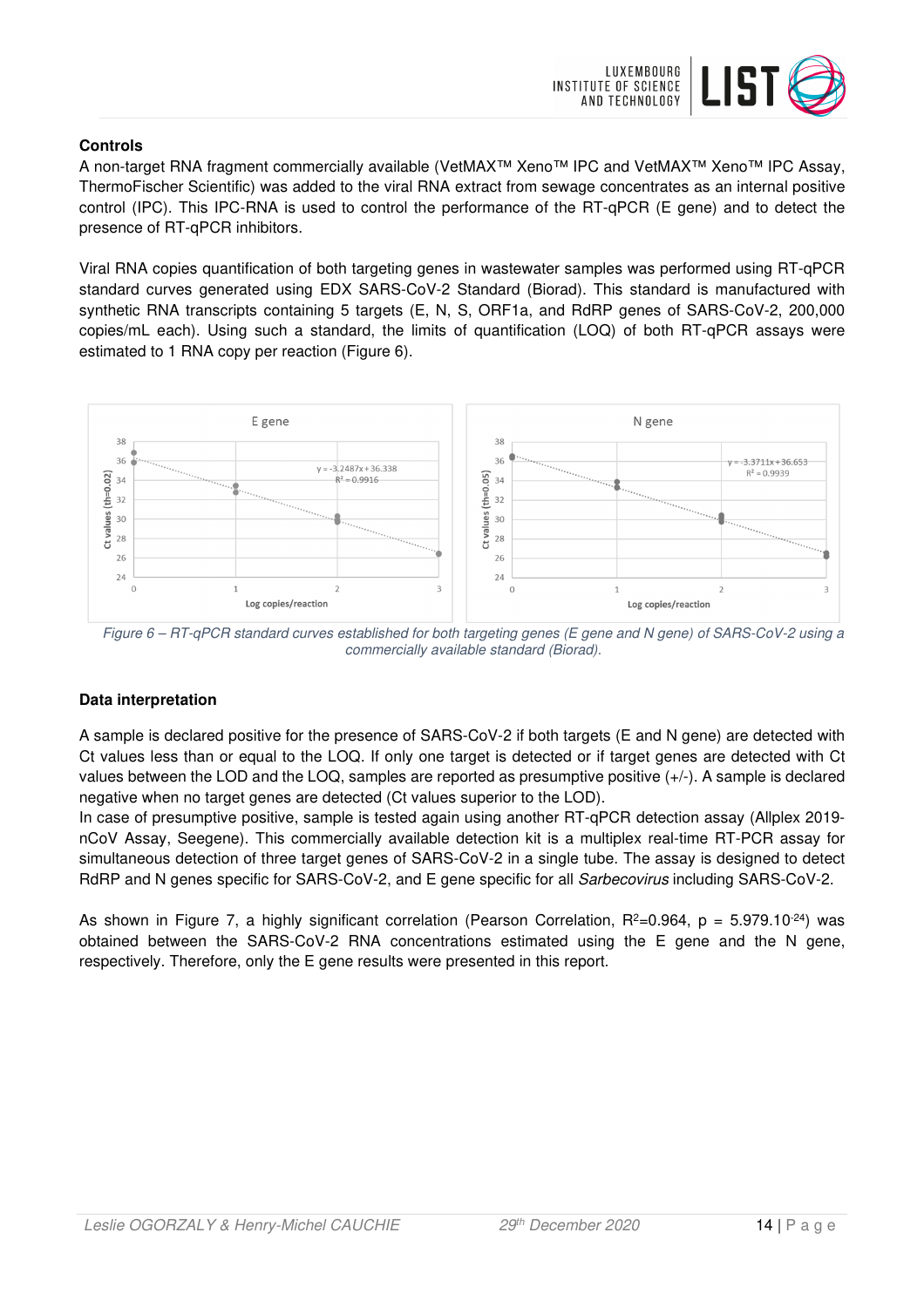**Controls**

A non-target RNA fragment commercially available (VetMAX™ Xeno™ IPC and VetMAX™ Xeno™ IPC Assay, ThermoFischer Scientific) was added to the viral RNA extract from sewage concentrates as an internal positive control (IPC). This IPC-RNA is used to control the performance of the RT-qPCR (E gene) and to detect the presence of RT-qPCR inhibitors.

Viral RNA copies quantification of both targeting genes in wastewater samples was performed using RT-qPCR standard curves generated using EDX SARS-CoV-2 Standard (Biorad). This standard is manufactured with synthetic RNA transcripts containing 5 targets (E, N, S, ORF1a, and RdRP genes of SARS-CoV-2, 200,000 copies/mL each). Using such a standard, the limits of quantification (LOQ) of both RT-qPCR assays were estimated to 1 RNA copy per reaction (Figure 6).

*Figure 6 – RT-qPCR standard curves established for both targeting genes (E gene and N gene) of SARS-CoV-2 using a commercially available standard (Biorad).*

**Data interpretation**

A sample is declared positive for the presence of SARS-CoV-2 if both targets (E and N gene) are detected with Ct values less than or equal to the LOQ. If only one target is detected or if target genes are detected with Ct values between the LOD and the LOQ, samples are reported as presumptive positive (+/-). A sample is declared negative when no target genes are detected (Ct values superior to the LOD).

In case of presumptive positive, sample is tested again using another RT-qPCR detection assay (Allplex 2019-nCoV Assay, Seegene). This commercially available detection kit is a multiplex real-time RT-PCR assay for simultaneous detection of three target genes of SARS-CoV-2 in a single tube. The assay is designed to detect RdRP and N genes specific for SARS-CoV-2, and E gene specific for all *Sarbecovirus* including SARS-CoV-2.

As shown in Figure 7, a highly significant correlation (Pearson Correlation, $R^2$=0.964, $p = 5.979.10^{-24}$) was obtained between the SARS-CoV-2 RNA concentrations estimated using the E gene and the N gene, respectively. Therefore, only the E gene results were presented in this report.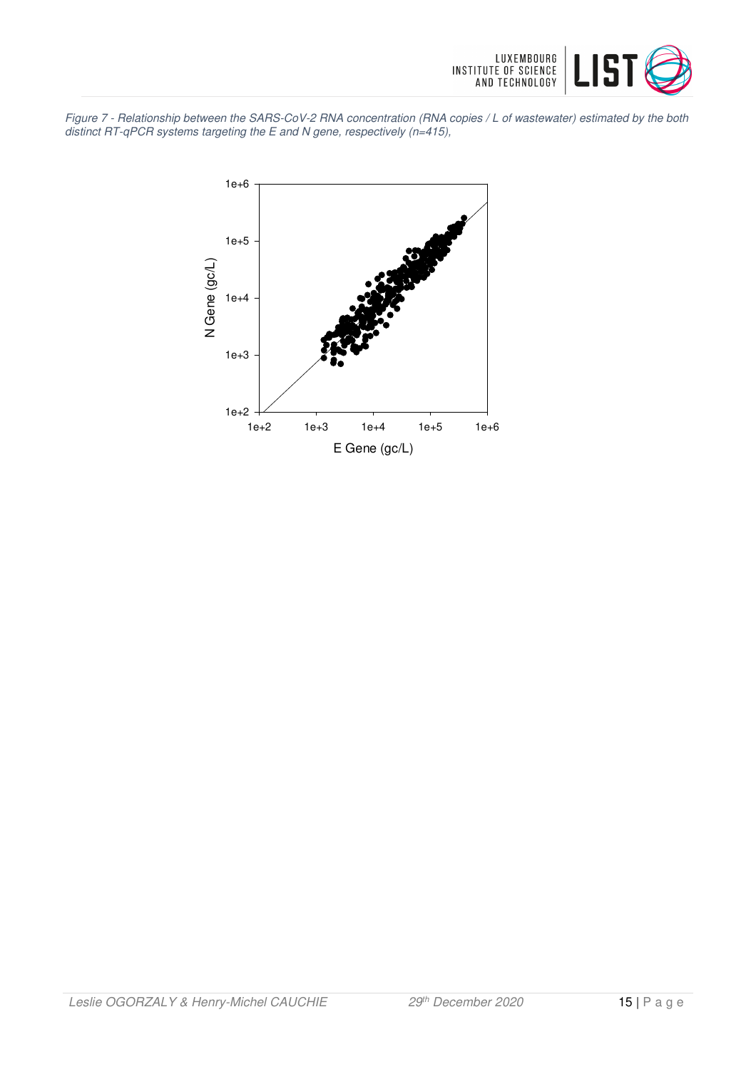*Figure 7 - Relationship between the SARS-CoV-2 RNA concentration (RNA copies / L of wastewater) estimated by the both distinct RT-qPCR systems targeting the E and N gene, respectively (n=415),*

1e+6

1e+5

1e+4

1e+3

1e+2

N Gene (gc/L)

1e+2 1e+3 1e+4 1e+5 1e+6

E Gene (gc/L)